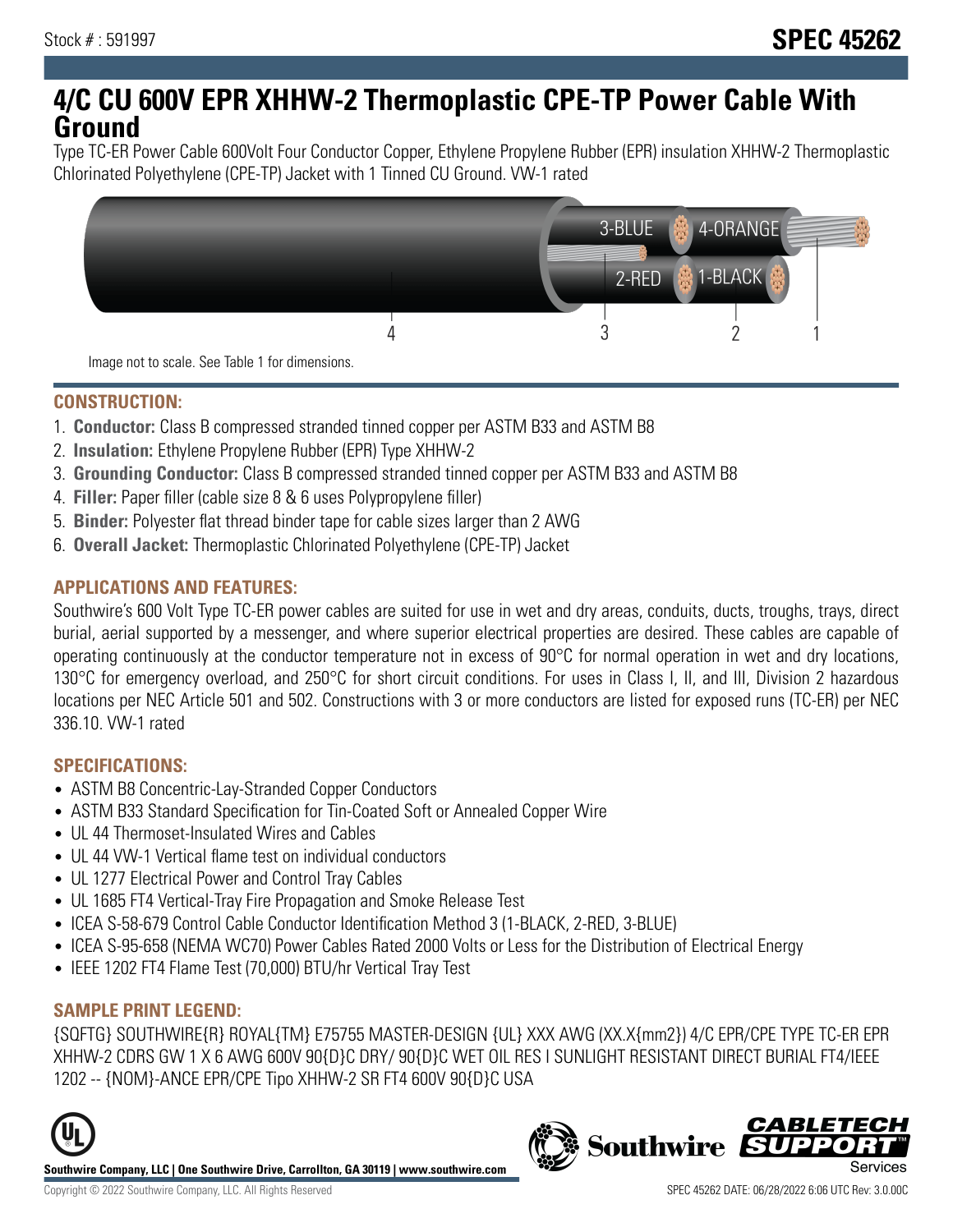Stock # : 591997

# SPEC 45262

# 4/C CU 600V EPR XHHW-2 Thermoplastic CPE-TP Power Cable With Ground

Type TC-ER Power Cable 600Volt Four Conductor Copper, Ethylene Propylene Rubber (EPR) insulation XHHW-2 Thermoplastic Chlorinated Polyethylene (CPE-TP) Jacket with 1 Tinned CU Ground. VW-1 rated

3-BLUE 4-ORANGE 2-RED 1-BLACK

4 3 2 1

Image not to scale. See Table 1 for dimensions.

## CONSTRUCTION:

1. **Conductor:** Class B compressed stranded tinned copper per ASTM B33 and ASTM B8
2. **Insulation:** Ethylene Propylene Rubber (EPR) Type XHHW-2
3. **Grounding Conductor:** Class B compressed stranded tinned copper per ASTM B33 and ASTM B8
4. **Filler:** Paper filler (cable size 8 & 6 uses Polypropylene filler)
5. **Binder:** Polyester flat thread binder tape for cable sizes larger than 2 AWG
6. **Overall Jacket:** Thermoplastic Chlorinated Polyethylene (CPE-TP) Jacket

## APPLICATIONS AND FEATURES:

Southwire's 600 Volt Type TC-ER power cables are suited for use in wet and dry areas, conduits, ducts, troughs, trays, direct burial, aerial supported by a messenger, and where superior electrical properties are desired. These cables are capable of operating continuously at the conductor temperature not in excess of 90°C for normal operation in wet and dry locations, 130°C for emergency overload, and 250°C for short circuit conditions. For uses in Class I, II, and III, Division 2 hazardous locations per NEC Article 501 and 502. Constructions with 3 or more conductors are listed for exposed runs (TC-ER) per NEC 336.10. VW-1 rated

## SPECIFICATIONS:

- ASTM B8 Concentric-Lay-Stranded Copper Conductors
- ASTM B33 Standard Specification for Tin-Coated Soft or Annealed Copper Wire
- UL 44 Thermoset-Insulated Wires and Cables
- UL 44 VW-1 Vertical flame test on individual conductors
- UL 1277 Electrical Power and Control Tray Cables
- UL 1685 FT4 Vertical-Tray Fire Propagation and Smoke Release Test
- ICEA S-58-679 Control Cable Conductor Identification Method 3 (1-BLACK, 2-RED, 3-BLUE)
- ICEA S-95-658 (NEMA WC70) Power Cables Rated 2000 Volts or Less for the Distribution of Electrical Energy
- IEEE 1202 FT4 Flame Test (70,000) BTU/hr Vertical Tray Test

## SAMPLE PRINT LEGEND:

{SQFTG} SOUTHWIRE{R} ROYAL{TM} E75755 MASTER-DESIGN {UL} XXX AWG (XX.X{mm2}) 4/C EPR/CPE TYPE TC-ER EPR XHHW-2 CDRS GW 1 X 6 AWG 600V 90{D}C DRY/ 90{D}C WET OIL RES I SUNLIGHT RESISTANT DIRECT BURIAL FT4/IEEE 1202 -- {NOM}-ANCE EPR/CPE Tipo XHHW-2 SR FT4 600V 90{D}C USA

**Southwire Company, LLC | One Southwire Drive, Carrollton, GA 30119 | www.southwire.com**

Copyright © 2022 Southwire Company, LLC. All Rights Reserved

SPEC 45262 DATE: 06/28/2022 6:06 UTC Rev: 3.0.00C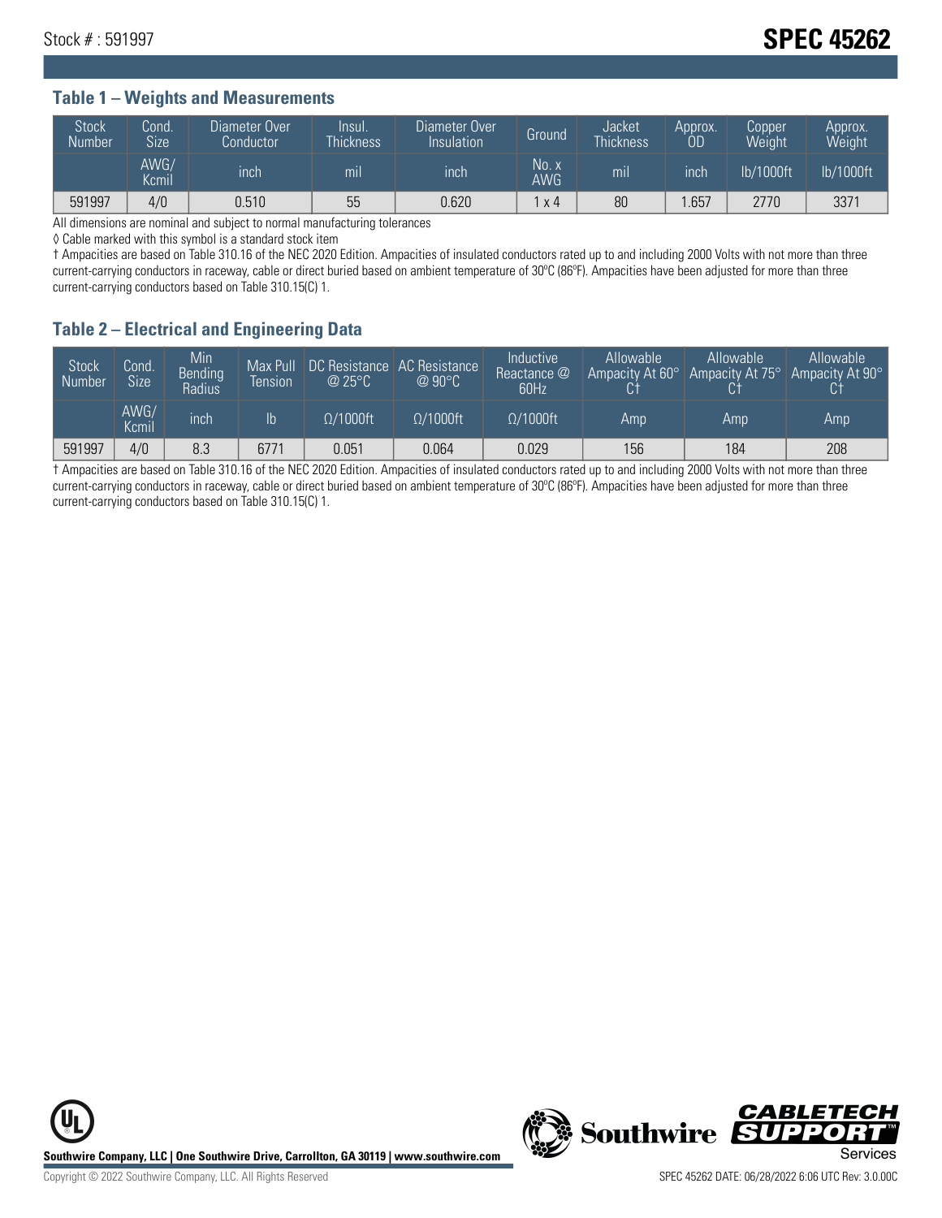Stock # : 591997

# SPEC 45262

## Table 1 – Weights and Measurements

| Stock Number | Cond. Size | Diameter Over Conductor | Insul. Thickness | Diameter Over Insulation | Ground | Jacket Thickness | Approx. OD | Copper Weight | Approx. Weight |
|---|---|---|---|---|---|---|---|---|---|
| | AWG/ Kcmil | inch | mil | inch | No. x AWG | mil | inch | lb/1000ft | lb/1000ft |
| 591997 | 4/0 | 0.510 | 55 | 0.620 | 1 x 4 | 80 | 1.657 | 2770 | 3371 |

All dimensions are nominal and subject to normal manufacturing tolerances

◊ Cable marked with this symbol is a standard stock item

† Ampacities are based on Table 310.16 of the NEC 2020 Edition. Ampacities of insulated conductors rated up to and including 2000 Volts with not more than three current-carrying conductors in raceway, cable or direct buried based on ambient temperature of 30ºC (86ºF). Ampacities have been adjusted for more than three current-carrying conductors based on Table 310.15(C) 1.

## Table 2 – Electrical and Engineering Data

| Stock Number | Cond. Size | Min Bending Radius | Max Pull Tension | DC Resistance @ 25°C | AC Resistance @ 90°C | Inductive Reactance @ 60Hz | Allowable Ampacity At 60° C† | Allowable Ampacity At 75° C† | Allowable Ampacity At 90° C† |
|---|---|---|---|---|---|---|---|---|---|
| | AWG/ Kcmil | inch | lb | Ω/1000ft | Ω/1000ft | Ω/1000ft | Amp | Amp | Amp |
| 591997 | 4/0 | 8.3 | 6771 | 0.051 | 0.064 | 0.029 | 156 | 184 | 208 |

† Ampacities are based on Table 310.16 of the NEC 2020 Edition. Ampacities of insulated conductors rated up to and including 2000 Volts with not more than three current-carrying conductors in raceway, cable or direct buried based on ambient temperature of 30ºC (86ºF). Ampacities have been adjusted for more than three current-carrying conductors based on Table 310.15(C) 1.

**Southwire Company, LLC | One Southwire Drive, Carrollton, GA 30119 | www.southwire.com**

Copyright © 2022 Southwire Company, LLC. All Rights Reserved

SPEC 45262 DATE: 06/28/2022 6:06 UTC Rev: 3.0.00C